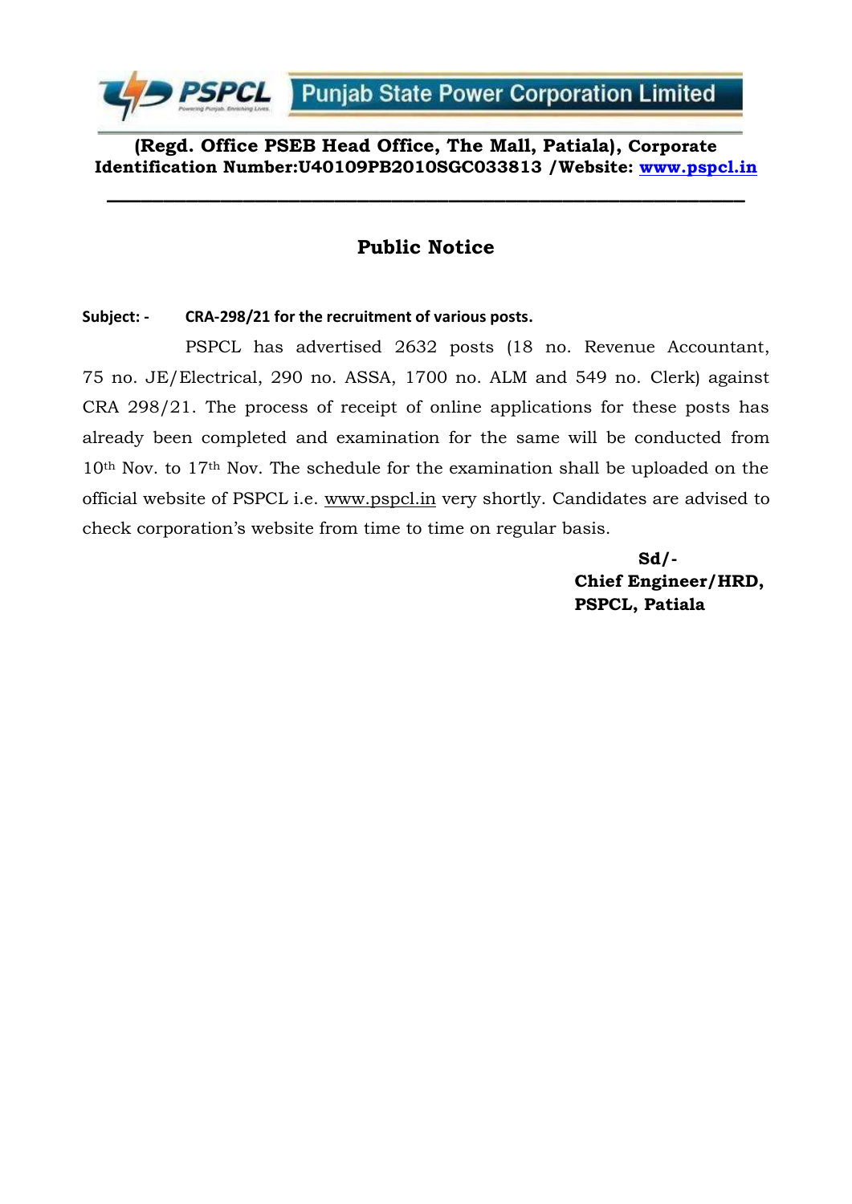**PSPCL** Punjab State Power Corporation Limited

**(Regd. Office PSEB Head Office, The Mall, Patiala), Corporate Identification Number:U40109PB2010SGC033813 /Website: [www.pspcl.in](http://www.pspcl.in)**

---

## Public Notice

**Subject: - CRA-298/21 for the recruitment of various posts.**

PSPCL has advertised 2632 posts (18 no. Revenue Accountant, 75 no. JE/Electrical, 290 no. ASSA, 1700 no. ALM and 549 no. Clerk) against CRA 298/21. The process of receipt of online applications for these posts has already been completed and examination for the same will be conducted from 10th Nov. to 17th Nov. The schedule for the examination shall be uploaded on the official website of PSPCL i.e. www.pspcl.in very shortly. Candidates are advised to check corporation's website from time to time on regular basis.

**Sd/-**
**Chief Engineer/HRD,**
**PSPCL, Patiala**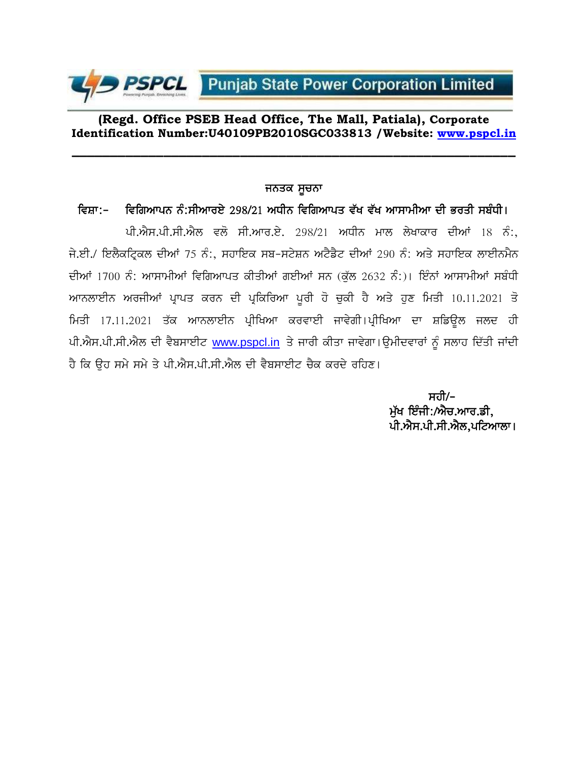PSPCL Punjab State Power Corporation Limited

**(Regd. Office PSEB Head Office, The Mall, Patiala), Corporate Identification Number:U40109PB2010SGC033813 /Website: www.pspcl.in**

---

## ਜਨਤਕ ਸੂਚਨਾ

**ਵਿਸ਼ਾ:- ਵਿਗਿਆਪਨ ਨੰ:ਸੀਆਰਏ 298/21 ਅਧੀਨ ਵਿਗਿਆਪਤ ਵੱਖ ਵੱਖ ਆਸਾਮੀਆ ਦੀ ਭਰਤੀ ਸਬੰਧੀ।**

ਪੀ.ਐਸ.ਪੀ.ਸੀ.ਐਲ ਵਲੋ ਸੀ.ਆਰ.ਏ. 298/21 ਅਧੀਨ ਮਾਲ ਲੇਖਾਕਾਰ ਦੀਆਂ 18 ਨੰ:, ਜੇ.ਈ./ ਇਲੈਕਟ੍ਰਿਕਲ ਦੀਆਂ 75 ਨੰ:, ਸਹਾਇਕ ਸਬ-ਸਟੇਸ਼ਨ ਅਟੈਂਡੈਂਟ ਦੀਆਂ 290 ਨੰ: ਅਤੇ ਸਹਾਇਕ ਲਾਈਨਮੈਨ ਦੀਆਂ 1700 ਨੰ: ਆਸਾਮੀਆਂ ਵਿਗਿਆਪਤ ਕੀਤੀਆਂ ਗਈਆਂ ਸਨ (ਕੁੱਲ 2632 ਨੰ:)। ਇੰਨਾਂ ਆਸਾਮੀਆਂ ਸਬੰਧੀ ਆਨਲਾਈਨ ਅਰਜੀਆਂ ਪ੍ਰਾਪਤ ਕਰਨ ਦੀ ਪ੍ਰਕਿਰਿਆ ਪੂਰੀ ਹੋ ਚੁਕੀ ਹੈ ਅਤੇ ਹੁਣ ਮਿਤੀ 10.11.2021 ਤੋ ਮਿਤੀ 17.11.2021 ਤੱਕ ਆਨਲਾਈਨ ਪ੍ਰੀਖਿਆ ਕਰਵਾਈ ਜਾਵੇਗੀ।ਪ੍ਰੀਖਿਆ ਦਾ ਸ਼ਡਿਊਲ ਜਲਦ ਹੀ ਪੀ.ਐਸ.ਪੀ.ਸੀ.ਐਲ ਦੀ ਵੈਬਸਾਈਟ www.pspcl.in ਤੇ ਜਾਰੀ ਕੀਤਾ ਜਾਵੇਗਾ।ਉਮੀਦਵਾਰਾਂ ਨੂੰ ਸਲਾਹ ਦਿੱਤੀ ਜਾਂਦੀ ਹੈ ਕਿ ਉਹ ਸਮੇ ਸਮੇ ਤੇ ਪੀ.ਐਸ.ਪੀ.ਸੀ.ਐਲ ਦੀ ਵੈਬਸਾਈਟ ਚੈਕ ਕਰਦੇ ਰਹਿਣ।

**ਸਹੀ/-**
**ਮੁੱਖ ਇੰਜੀ:/ਐਚ.ਆਰ.ਡੀ,**
**ਪੀ.ਐਸ.ਪੀ.ਸੀ.ਐਲ,ਪਟਿਆਲਾ।**